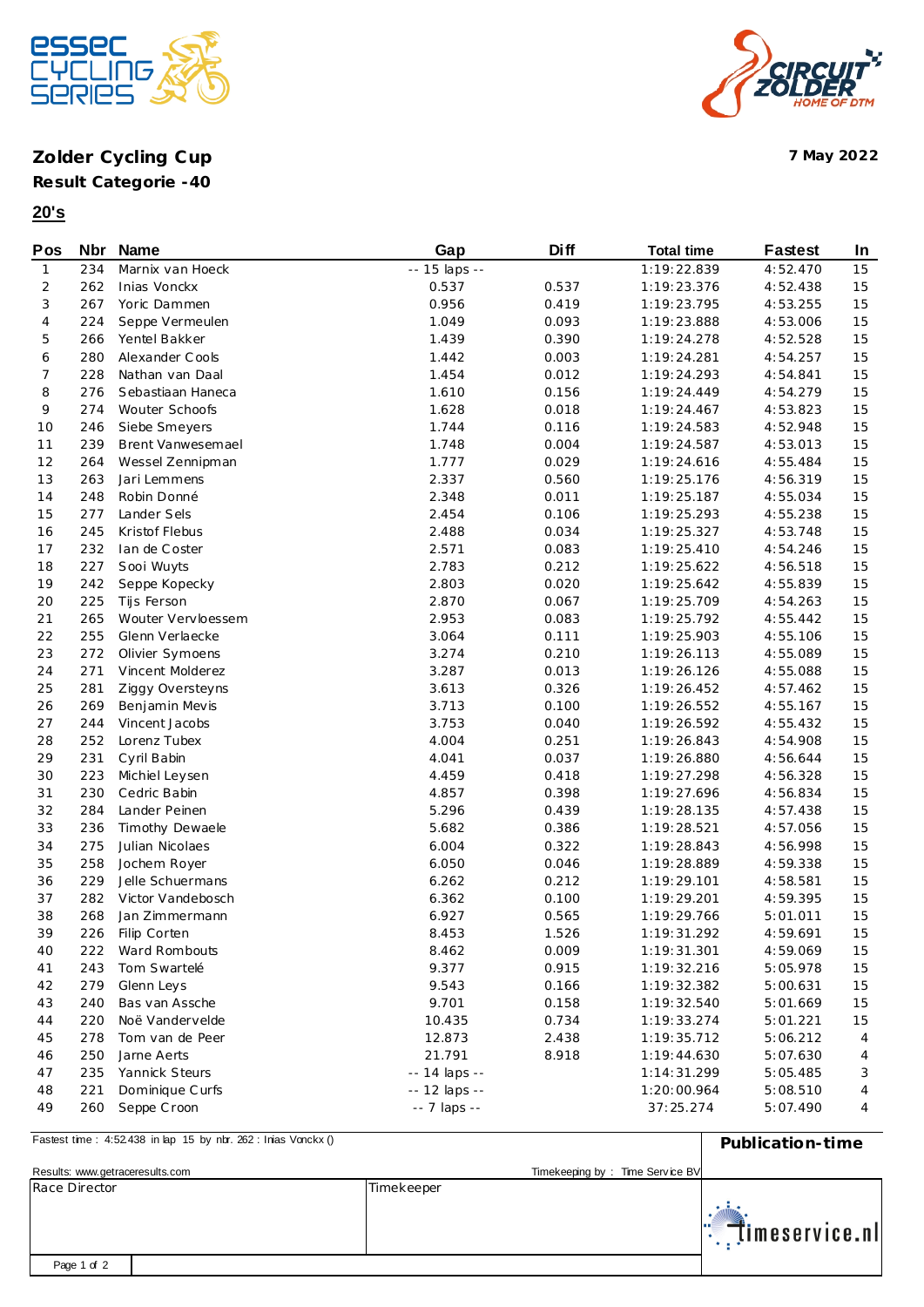# Zolder Cycling Cup

**7 May 2022**

## Result Categorie -40

**20's**

| Pos | Nbr | Name | Gap | Diff | Total time | Fastest | In |
|---|---|---|---|---|---|---|---|
| 1 | 234 | Marnix van Hoeck | -- 15 laps -- | | 1:19:22.839 | 4:52.470 | 15 |
| 2 | 262 | Inias Vonckx | 0.537 | 0.537 | 1:19:23.376 | 4:52.438 | 15 |
| 3 | 267 | Yoric Dammen | 0.956 | 0.419 | 1:19:23.795 | 4:53.255 | 15 |
| 4 | 224 | Seppe Vermeulen | 1.049 | 0.093 | 1:19:23.888 | 4:53.006 | 15 |
| 5 | 266 | Yentel Bakker | 1.439 | 0.390 | 1:19:24.278 | 4:52.528 | 15 |
| 6 | 280 | Alexander Cools | 1.442 | 0.003 | 1:19:24.281 | 4:54.257 | 15 |
| 7 | 228 | Nathan van Daal | 1.454 | 0.012 | 1:19:24.293 | 4:54.841 | 15 |
| 8 | 276 | Sebastiaan Haneca | 1.610 | 0.156 | 1:19:24.449 | 4:54.279 | 15 |
| 9 | 274 | Wouter Schoofs | 1.628 | 0.018 | 1:19:24.467 | 4:53.823 | 15 |
| 10 | 246 | Siebe Smeyers | 1.744 | 0.116 | 1:19:24.583 | 4:52.948 | 15 |
| 11 | 239 | Brent Vanwesemael | 1.748 | 0.004 | 1:19:24.587 | 4:53.013 | 15 |
| 12 | 264 | Wessel Zennipman | 1.777 | 0.029 | 1:19:24.616 | 4:55.484 | 15 |
| 13 | 263 | Jari Lemmens | 2.337 | 0.560 | 1:19:25.176 | 4:56.319 | 15 |
| 14 | 248 | Robin Donné | 2.348 | 0.011 | 1:19:25.187 | 4:55.034 | 15 |
| 15 | 277 | Lander Sels | 2.454 | 0.106 | 1:19:25.293 | 4:55.238 | 15 |
| 16 | 245 | Kristof Flebus | 2.488 | 0.034 | 1:19:25.327 | 4:53.748 | 15 |
| 17 | 232 | Ian de Coster | 2.571 | 0.083 | 1:19:25.410 | 4:54.246 | 15 |
| 18 | 227 | Sooi Wuyts | 2.783 | 0.212 | 1:19:25.622 | 4:56.518 | 15 |
| 19 | 242 | Seppe Kopecky | 2.803 | 0.020 | 1:19:25.642 | 4:55.839 | 15 |
| 20 | 225 | Tijs Ferson | 2.870 | 0.067 | 1:19:25.709 | 4:54.263 | 15 |
| 21 | 265 | Wouter Vervloessem | 2.953 | 0.083 | 1:19:25.792 | 4:55.442 | 15 |
| 22 | 255 | Glenn Verlaecke | 3.064 | 0.111 | 1:19:25.903 | 4:55.106 | 15 |
| 23 | 272 | Olivier Symoens | 3.274 | 0.210 | 1:19:26.113 | 4:55.089 | 15 |
| 24 | 271 | Vincent Molderez | 3.287 | 0.013 | 1:19:26.126 | 4:55.088 | 15 |
| 25 | 281 | Ziggy Oversteyns | 3.613 | 0.326 | 1:19:26.452 | 4:57.462 | 15 |
| 26 | 269 | Benjamin Mevis | 3.713 | 0.100 | 1:19:26.552 | 4:55.167 | 15 |
| 27 | 244 | Vincent Jacobs | 3.753 | 0.040 | 1:19:26.592 | 4:55.432 | 15 |
| 28 | 252 | Lorenz Tubex | 4.004 | 0.251 | 1:19:26.843 | 4:54.908 | 15 |
| 29 | 231 | Cyril Babin | 4.041 | 0.037 | 1:19:26.880 | 4:56.644 | 15 |
| 30 | 223 | Michiel Leysen | 4.459 | 0.418 | 1:19:27.298 | 4:56.328 | 15 |
| 31 | 230 | Cedric Babin | 4.857 | 0.398 | 1:19:27.696 | 4:56.834 | 15 |
| 32 | 284 | Lander Peinen | 5.296 | 0.439 | 1:19:28.135 | 4:57.438 | 15 |
| 33 | 236 | Timothy Dewaele | 5.682 | 0.386 | 1:19:28.521 | 4:57.056 | 15 |
| 34 | 275 | Julian Nicolaes | 6.004 | 0.322 | 1:19:28.843 | 4:56.998 | 15 |
| 35 | 258 | Jochem Royer | 6.050 | 0.046 | 1:19:28.889 | 4:59.338 | 15 |
| 36 | 229 | Jelle Schuermans | 6.262 | 0.212 | 1:19:29.101 | 4:58.581 | 15 |
| 37 | 282 | Victor Vandebosch | 6.362 | 0.100 | 1:19:29.201 | 4:59.395 | 15 |
| 38 | 268 | Jan Zimmermann | 6.927 | 0.565 | 1:19:29.766 | 5:01.011 | 15 |
| 39 | 226 | Filip Corten | 8.453 | 1.526 | 1:19:31.292 | 4:59.691 | 15 |
| 40 | 222 | Ward Rombouts | 8.462 | 0.009 | 1:19:31.301 | 4:59.069 | 15 |
| 41 | 243 | Tom Swartelé | 9.377 | 0.915 | 1:19:32.216 | 5:05.978 | 15 |
| 42 | 279 | Glenn Leys | 9.543 | 0.166 | 1:19:32.382 | 5:00.631 | 15 |
| 43 | 240 | Bas van Assche | 9.701 | 0.158 | 1:19:32.540 | 5:01.669 | 15 |
| 44 | 220 | Noë Vandervelde | 10.435 | 0.734 | 1:19:33.274 | 5:01.221 | 15 |
| 45 | 278 | Tom van de Peer | 12.873 | 2.438 | 1:19:35.712 | 5:06.212 | 4 |
| 46 | 250 | Jarne Aerts | 21.791 | 8.918 | 1:19:44.630 | 5:07.630 | 4 |
| 47 | 235 | Yannick Steurs | -- 14 laps -- | | 1:14:31.299 | 5:05.485 | 3 |
| 48 | 221 | Dominique Curfs | -- 12 laps -- | | 1:20:00.964 | 5:08.510 | 4 |
| 49 | 260 | Seppe Croon | -- 7 laps -- | | 37:25.274 | 5:07.490 | 4 |

Fastest time : 4:52.438 in lap 15 by nbr. 262 : Inias Vonckx ()

**Publication-time**

Results: www.getraceresults.com

Timekeeping by : Time Service BV

| Race Director | Timekeeper |
|---|---|
| | |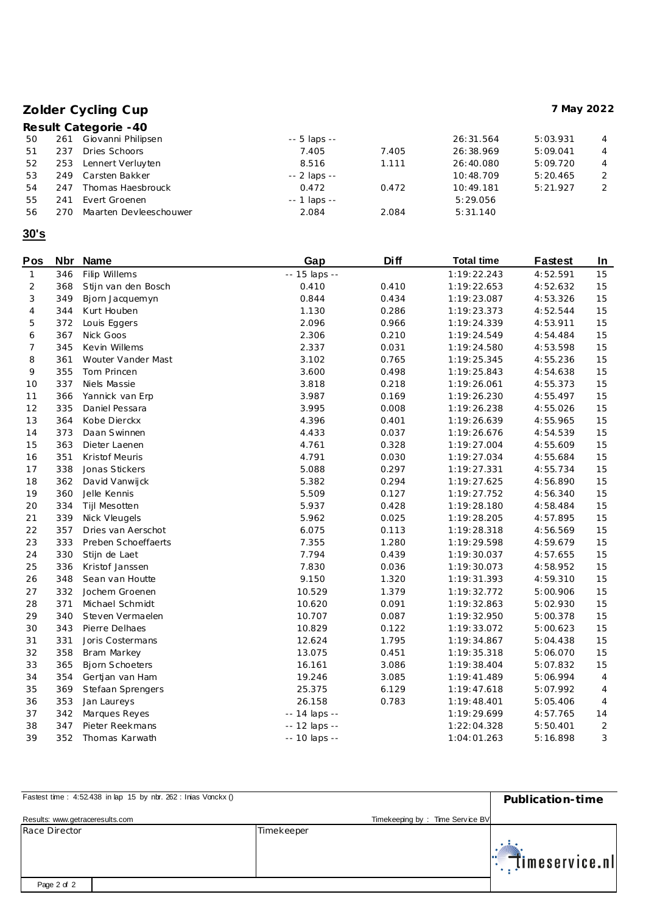## Zolder Cycling Cup

**7 May 2022**

### Result Categorie -40

| | | | | | | | |
|---|---|---|---|---|---|---|---|
| 50 | 261 | Giovanni Philipsen | -- 5 laps -- | | 26:31.564 | 5:03.931 | 4 |
| 51 | 237 | Dries Schoors | 7.405 | 7.405 | 26:38.969 | 5:09.041 | 4 |
| 52 | 253 | Lennert Verluyten | 8.516 | 1.111 | 26:40.080 | 5:09.720 | 4 |
| 53 | 249 | Carsten Bakker | -- 2 laps -- | | 10:48.709 | 5:20.465 | 2 |
| 54 | 247 | Thomas Haesbrouck | 0.472 | 0.472 | 10:49.181 | 5:21.927 | 2 |
| 55 | 241 | Evert Groenen | -- 1 laps -- | | 5:29.056 | | |
| 56 | 270 | Maarten Devleeschouwer | 2.084 | 2.084 | 5:31.140 | | |

### 30's

| Pos | Nbr | Name | Gap | Diff | Total time | Fastest | In |
|---|---|---|---|---|---|---|---|
| 1 | 346 | Filip Willems | -- 15 laps -- | | 1:19:22.243 | 4:52.591 | 15 |
| 2 | 368 | Stijn van den Bosch | 0.410 | 0.410 | 1:19:22.653 | 4:52.632 | 15 |
| 3 | 349 | Bjorn Jacquemyn | 0.844 | 0.434 | 1:19:23.087 | 4:53.326 | 15 |
| 4 | 344 | Kurt Houben | 1.130 | 0.286 | 1:19:23.373 | 4:52.544 | 15 |
| 5 | 372 | Louis Eggers | 2.096 | 0.966 | 1:19:24.339 | 4:53.911 | 15 |
| 6 | 367 | Nick Goos | 2.306 | 0.210 | 1:19:24.549 | 4:54.484 | 15 |
| 7 | 345 | Kevin Willems | 2.337 | 0.031 | 1:19:24.580 | 4:53.598 | 15 |
| 8 | 361 | Wouter Vander Mast | 3.102 | 0.765 | 1:19:25.345 | 4:55.236 | 15 |
| 9 | 355 | Tom Princen | 3.600 | 0.498 | 1:19:25.843 | 4:54.638 | 15 |
| 10 | 337 | Niels Massie | 3.818 | 0.218 | 1:19:26.061 | 4:55.373 | 15 |
| 11 | 366 | Yannick van Erp | 3.987 | 0.169 | 1:19:26.230 | 4:55.497 | 15 |
| 12 | 335 | Daniel Pessara | 3.995 | 0.008 | 1:19:26.238 | 4:55.026 | 15 |
| 13 | 364 | Kobe Dierckx | 4.396 | 0.401 | 1:19:26.639 | 4:55.965 | 15 |
| 14 | 373 | Daan Swinnen | 4.433 | 0.037 | 1:19:26.676 | 4:54.539 | 15 |
| 15 | 363 | Dieter Laenen | 4.761 | 0.328 | 1:19:27.004 | 4:55.609 | 15 |
| 16 | 351 | Kristof Meuris | 4.791 | 0.030 | 1:19:27.034 | 4:55.684 | 15 |
| 17 | 338 | Jonas Stickers | 5.088 | 0.297 | 1:19:27.331 | 4:55.734 | 15 |
| 18 | 362 | David Vanwijck | 5.382 | 0.294 | 1:19:27.625 | 4:56.890 | 15 |
| 19 | 360 | Jelle Kennis | 5.509 | 0.127 | 1:19:27.752 | 4:56.340 | 15 |
| 20 | 334 | Tijl Mesotten | 5.937 | 0.428 | 1:19:28.180 | 4:58.484 | 15 |
| 21 | 339 | Nick Vleugels | 5.962 | 0.025 | 1:19:28.205 | 4:57.895 | 15 |
| 22 | 357 | Dries van Aerschot | 6.075 | 0.113 | 1:19:28.318 | 4:56.569 | 15 |
| 23 | 333 | Preben Schoeffaerts | 7.355 | 1.280 | 1:19:29.598 | 4:59.679 | 15 |
| 24 | 330 | Stijn de Laet | 7.794 | 0.439 | 1:19:30.037 | 4:57.655 | 15 |
| 25 | 336 | Kristof Janssen | 7.830 | 0.036 | 1:19:30.073 | 4:58.952 | 15 |
| 26 | 348 | Sean van Houtte | 9.150 | 1.320 | 1:19:31.393 | 4:59.310 | 15 |
| 27 | 332 | Jochem Groenen | 10.529 | 1.379 | 1:19:32.772 | 5:00.906 | 15 |
| 28 | 371 | Michael Schmidt | 10.620 | 0.091 | 1:19:32.863 | 5:02.930 | 15 |
| 29 | 340 | Steven Vermaelen | 10.707 | 0.087 | 1:19:32.950 | 5:00.378 | 15 |
| 30 | 343 | Pierre Delhaes | 10.829 | 0.122 | 1:19:33.072 | 5:00.623 | 15 |
| 31 | 331 | Joris Costermans | 12.624 | 1.795 | 1:19:34.867 | 5:04.438 | 15 |
| 32 | 358 | Bram Markey | 13.075 | 0.451 | 1:19:35.318 | 5:06.070 | 15 |
| 33 | 365 | Bjorn Schoeters | 16.161 | 3.086 | 1:19:38.404 | 5:07.832 | 15 |
| 34 | 354 | Gertjan van Ham | 19.246 | 3.085 | 1:19:41.489 | 5:06.994 | 4 |
| 35 | 369 | Stefaan Sprengers | 25.375 | 6.129 | 1:19:47.618 | 5:07.992 | 4 |
| 36 | 353 | Jan Laureys | 26.158 | 0.783 | 1:19:48.401 | 5:05.406 | 4 |
| 37 | 342 | Marques Reyes | -- 14 laps -- | | 1:19:29.699 | 4:57.765 | 14 |
| 38 | 347 | Pieter Reekmans | -- 12 laps -- | | 1:22:04.328 | 5:50.401 | 2 |
| 39 | 352 | Thomas Karwath | -- 10 laps -- | | 1:04:01.263 | 5:16.898 | 3 |

Fastest time : 4:52.438 in lap 15 by nbr. 262 : Inias Vonckx ()

**Publication-time**

Results: www.getraceresults.com

Timekeeping by : Time Service BV

Race Director

Timekeeper

timeservice.nl